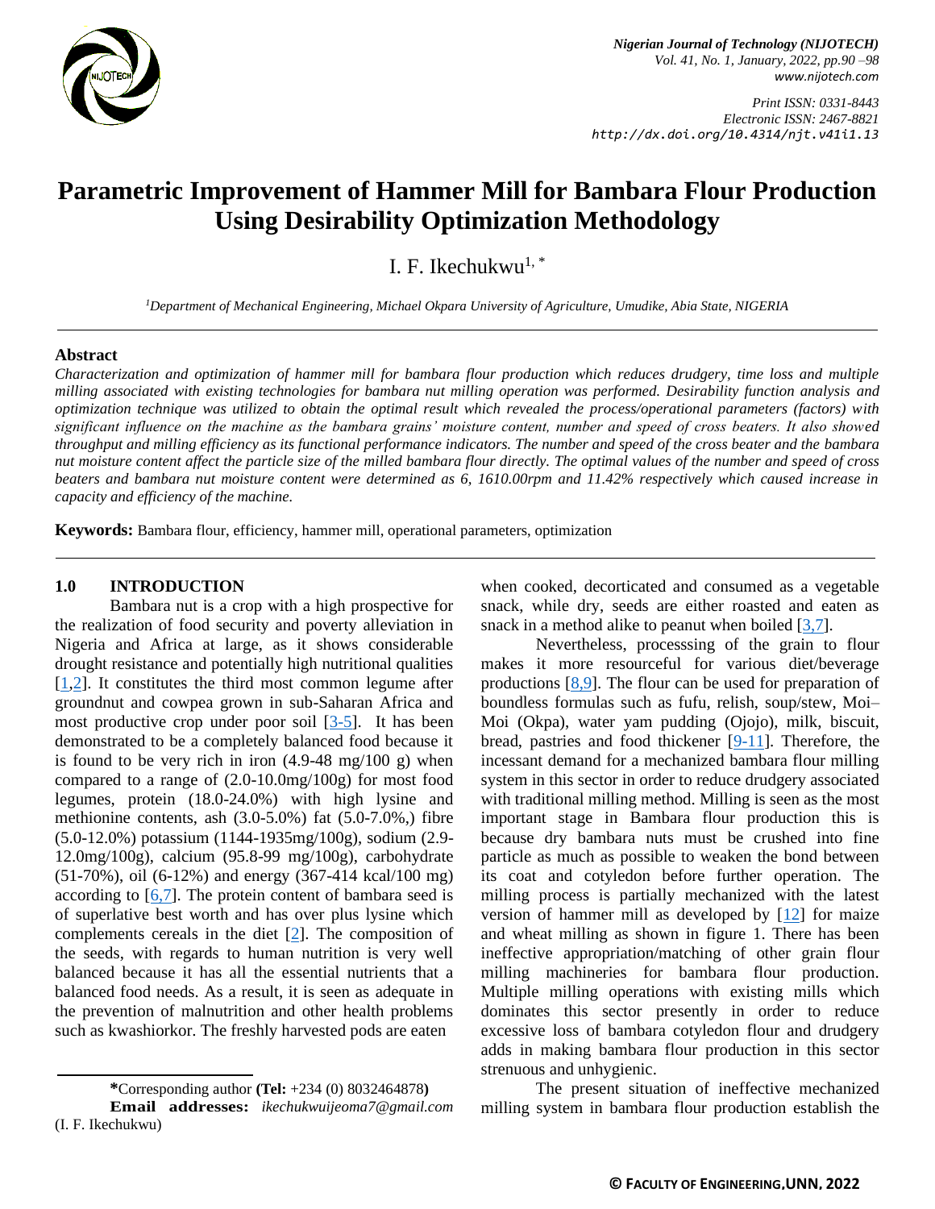# Parametric Improvement of Hammer Mill for Bambara Flour Production Using Desirability Optimization Methodology

I. F. Ikechukwu[1, *]

[1]*Department of Mechanical Engineering, Michael Okpara University of Agriculture, Umudike, Abia State, NIGERIA*

## Abstract

*Characterization and optimization of hammer mill for bambara flour production which reduces drudgery, time loss and multiple milling associated with existing technologies for bambara nut milling operation was performed. Desirability function analysis and optimization technique was utilized to obtain the optimal result which revealed the process/operational parameters (factors) with significant influence on the machine as the bambara grains' moisture content, number and speed of cross beaters. It also showed throughput and milling efficiency as its functional performance indicators. The number and speed of the cross beater and the bambara nut moisture content affect the particle size of the milled bambara flour directly. The optimal values of the number and speed of cross beaters and bambara nut moisture content were determined as 6, 1610.00rpm and 11.42% respectively which caused increase in capacity and efficiency of the machine.*

**Keywords:** Bambara flour, efficiency, hammer mill, operational parameters, optimization

## 1.0 INTRODUCTION

Bambara nut is a crop with a high prospective for the realization of food security and poverty alleviation in Nigeria and Africa at large, as it shows considerable drought resistance and potentially high nutritional qualities [1,2]. It constitutes the third most common legume after groundnut and cowpea grown in sub-Saharan Africa and most productive crop under poor soil [3-5]. It has been demonstrated to be a completely balanced food because it is found to be very rich in iron (4.9-48 mg/100 g) when compared to a range of (2.0-10.0mg/100g) for most food legumes, protein (18.0-24.0%) with high lysine and methionine contents, ash (3.0-5.0%) fat (5.0-7.0%,) fibre (5.0-12.0%) potassium (1144-1935mg/100g), sodium (2.9-12.0mg/100g), calcium (95.8-99 mg/100g), carbohydrate (51-70%), oil (6-12%) and energy (367-414 kcal/100 mg) according to [6,7]. The protein content of bambara seed is of superlative best worth and has over plus lysine which complements cereals in the diet [2]. The composition of the seeds, with regards to human nutrition is very well balanced because it has all the essential nutrients that a balanced food needs. As a result, it is seen as adequate in the prevention of malnutrition and other health problems such as kwashiorkor. The freshly harvested pods are eaten when cooked, decorticated and consumed as a vegetable snack, while dry, seeds are either roasted and eaten as snack in a method alike to peanut when boiled [3,7].

Nevertheless, processsing of the grain to flour makes it more resourceful for various diet/beverage productions [8,9]. The flour can be used for preparation of boundless formulas such as fufu, relish, soup/stew, Moi–Moi (Okpa), water yam pudding (Ojojo), milk, biscuit, bread, pastries and food thickener [9-11]. Therefore, the incessant demand for a mechanized bambara flour milling system in this sector in order to reduce drudgery associated with traditional milling method. Milling is seen as the most important stage in Bambara flour production this is because dry bambara nuts must be crushed into fine particle as much as possible to weaken the bond between its coat and cotyledon before further operation. The milling process is partially mechanized with the latest version of hammer mill as developed by [12] for maize and wheat milling as shown in figure 1. There has been ineffective appropriation/matching of other grain flour milling machineries for bambara flour production. Multiple milling operations with existing mills which dominates this sector presently in order to reduce excessive loss of bambara cotyledon flour and drudgery adds in making bambara flour production in this sector strenuous and unhygienic.

The present situation of ineffective mechanized milling system in bambara flour production establish the

---

**\***Corresponding author **(Tel:** +234 (0) 8032464878**)**

**Email addresses:** *ikechukwuijeoma7@gmail.com* (I. F. Ikechukwu)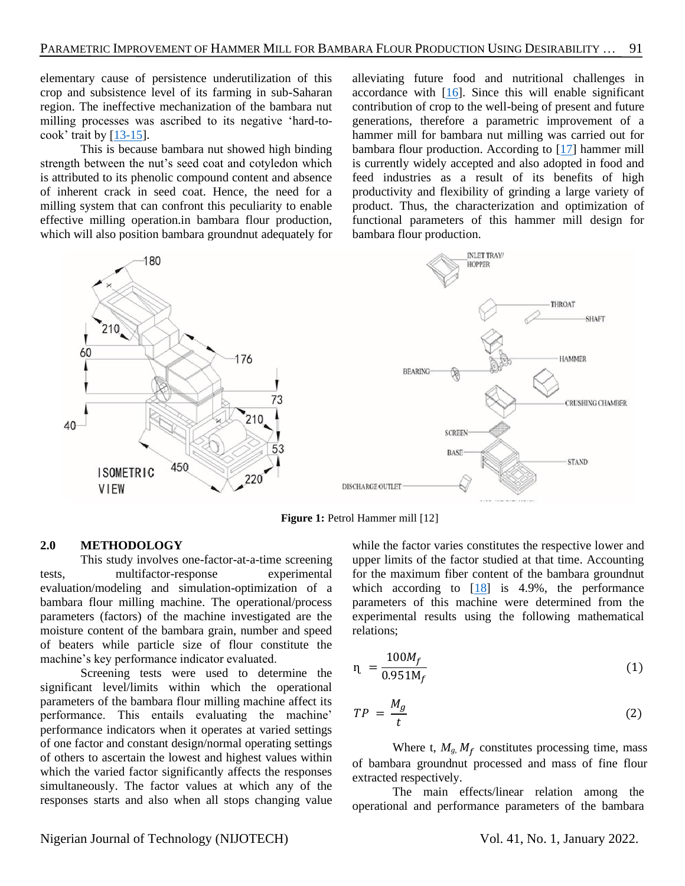elementary cause of persistence underutilization of this crop and subsistence level of its farming in sub-Saharan region. The ineffective mechanization of the bambara nut milling processes was ascribed to its negative 'hard-to-cook' trait by [13-15].

This is because bambara nut showed high binding strength between the nut's seed coat and cotyledon which is attributed to its phenolic compound content and absence of inherent crack in seed coat. Hence, the need for a milling system that can confront this peculiarity to enable effective milling operation.in bambara flour production, which will also position bambara groundnut adequately for alleviating future food and nutritional challenges in accordance with [16]. Since this will enable significant contribution of crop to the well-being of present and future generations, therefore a parametric improvement of a hammer mill for bambara nut milling was carried out for bambara flour production. According to [17] hammer mill is currently widely accepted and also adopted in food and feed industries as a result of its benefits of high productivity and flexibility of grinding a large variety of product. Thus, the characterization and optimization of functional parameters of this hammer mill design for bambara flour production.

**Figure 1:** Petrol Hammer mill [12]

## 2.0 METHODOLOGY

This study involves one-factor-at-a-time screening tests, multifactor-response experimental evaluation/modeling and simulation-optimization of a bambara flour milling machine. The operational/process parameters (factors) of the machine investigated are the moisture content of the bambara grain, number and speed of beaters while particle size of flour constitute the machine's key performance indicator evaluated.

Screening tests were used to determine the significant level/limits within which the operational parameters of the bambara flour milling machine affect its performance. This entails evaluating the machine' performance indicators when it operates at varied settings of one factor and constant design/normal operating settings of others to ascertain the lowest and highest values within which the varied factor significantly affects the responses simultaneously. The factor values at which any of the responses starts and also when all stops changing value while the factor varies constitutes the respective lower and upper limits of the factor studied at that time. Accounting for the maximum fiber content of the bambara groundnut which according to [18] is 4.9%, the performance parameters of this machine were determined from the experimental results using the following mathematical relations;

$$\eta = \frac{100M_f}{0.951M_f} \tag{1}$$

$$TP = \frac{M_g}{t} \tag{2}$$

Where t, $M_g$, $M_f$ constitutes processing time, mass of bambara groundnut processed and mass of fine flour extracted respectively.

The main effects/linear relation among the operational and performance parameters of the bambara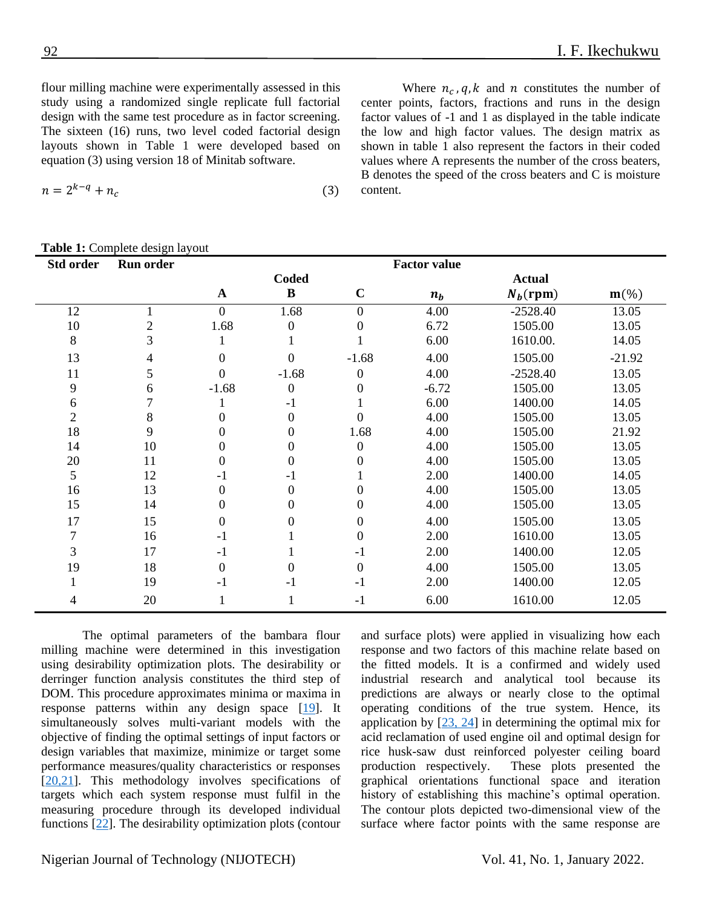flour milling machine were experimentally assessed in this study using a randomized single replicate full factorial design with the same test procedure as in factor screening. The sixteen (16) runs, two level coded factorial design layouts shown in Table 1 were developed based on equation (3) using version 18 of Minitab software.

$$n = 2^{k-q} + n_c \tag{3}$$

Where $n_c, q, k$ and $n$ constitutes the number of center points, factors, fractions and runs in the design factor values of -1 and 1 as displayed in the table indicate the low and high factor values. The design matrix as shown in table 1 also represent the factors in their coded values where A represents the number of the cross beaters, B denotes the speed of the cross beaters and C is moisture content.

**Table 1:** Complete design layout

| Std order | Run order | Factor value | | | | | |
|---|---|---|---|---|---|---|---|
| | | | Coded | | | Actual | |
| | | A | B | C | $n_b$ | $N_b$(rpm) | m(%) |
| 12 | 1 | 0 | 1.68 | 0 | 4.00 | -2528.40 | 13.05 |
| 10 | 2 | 1.68 | 0 | 0 | 6.72 | 1505.00 | 13.05 |
| 8 | 3 | 1 | 1 | 1 | 6.00 | 1610.00. | 14.05 |
| 13 | 4 | 0 | 0 | -1.68 | 4.00 | 1505.00 | -21.92 |
| 11 | 5 | 0 | -1.68 | 0 | 4.00 | -2528.40 | 13.05 |
| 9 | 6 | -1.68 | 0 | 0 | -6.72 | 1505.00 | 13.05 |
| 6 | 7 | 1 | -1 | 1 | 6.00 | 1400.00 | 14.05 |
| 2 | 8 | 0 | 0 | 0 | 4.00 | 1505.00 | 13.05 |
| 18 | 9 | 0 | 0 | 1.68 | 4.00 | 1505.00 | 21.92 |
| 14 | 10 | 0 | 0 | 0 | 4.00 | 1505.00 | 13.05 |
| 20 | 11 | 0 | 0 | 0 | 4.00 | 1505.00 | 13.05 |
| 5 | 12 | -1 | -1 | 1 | 2.00 | 1400.00 | 14.05 |
| 16 | 13 | 0 | 0 | 0 | 4.00 | 1505.00 | 13.05 |
| 15 | 14 | 0 | 0 | 0 | 4.00 | 1505.00 | 13.05 |
| 17 | 15 | 0 | 0 | 0 | 4.00 | 1505.00 | 13.05 |
| 7 | 16 | -1 | 1 | 0 | 2.00 | 1610.00 | 13.05 |
| 3 | 17 | -1 | 1 | -1 | 2.00 | 1400.00 | 12.05 |
| 19 | 18 | 0 | 0 | 0 | 4.00 | 1505.00 | 13.05 |
| 1 | 19 | -1 | -1 | -1 | 2.00 | 1400.00 | 12.05 |
| 4 | 20 | 1 | 1 | -1 | 6.00 | 1610.00 | 12.05 |

The optimal parameters of the bambara flour milling machine were determined in this investigation using desirability optimization plots. The desirability or derringer function analysis constitutes the third step of DOM. This procedure approximates minima or maxima in response patterns within any design space [19]. It simultaneously solves multi-variant models with the objective of finding the optimal settings of input factors or design variables that maximize, minimize or target some performance measures/quality characteristics or responses [20,21]. This methodology involves specifications of targets which each system response must fulfil in the measuring procedure through its developed individual functions [22]. The desirability optimization plots (contour and surface plots) were applied in visualizing how each response and two factors of this machine relate based on the fitted models. It is a confirmed and widely used industrial research and analytical tool because its predictions are always or nearly close to the optimal operating conditions of the true system. Hence, its application by [23, 24] in determining the optimal mix for acid reclamation of used engine oil and optimal design for rice husk-saw dust reinforced polyester ceiling board production respectively. These plots presented the graphical orientations functional space and iteration history of establishing this machine's optimal operation. The contour plots depicted two-dimensional view of the surface where factor points with the same response are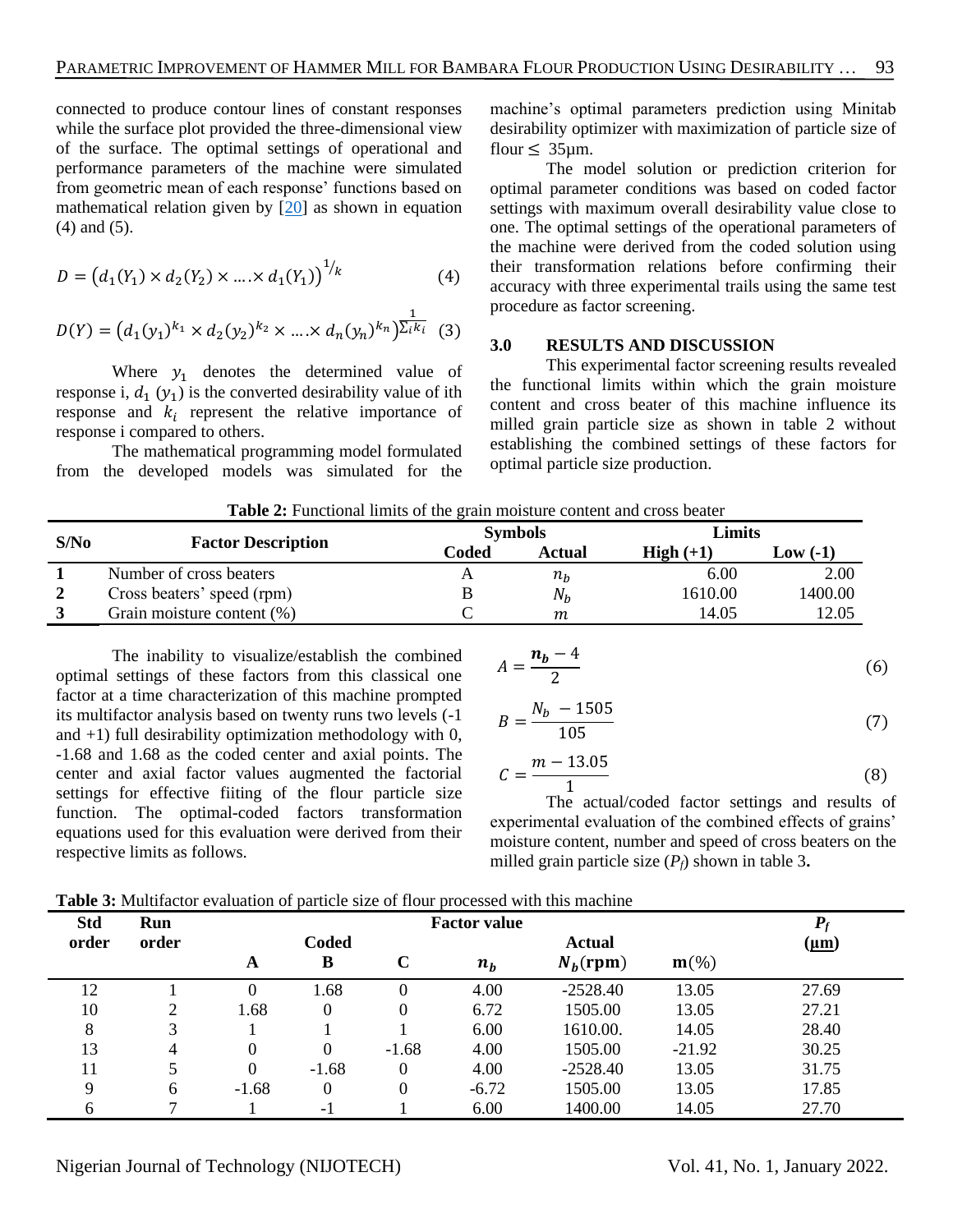connected to produce contour lines of constant responses while the surface plot provided the three-dimensional view of the surface. The optimal settings of operational and performance parameters of the machine were simulated from geometric mean of each response' functions based on mathematical relation given by [20] as shown in equation (4) and (5).

$$D = \left(d_1(Y_1) \times d_2(Y_2) \times \ldots . \times d_1(Y_1)\right)^{1/k} \quad (4)$$

$$D(Y) = \left(d_1(y_1)^{k_1} \times d_2(y_2)^{k_2} \times \ldots . \times d_n(y_n)^{k_n}\right)^{\frac{1}{\sum_i k_i}} \quad (3)$$

Where $y_1$ denotes the determined value of response i, $d_1$ $(y_1)$ is the converted desirability value of ith response and $k_i$ represent the relative importance of response i compared to others.

The mathematical programming model formulated from the developed models was simulated for the machine's optimal parameters prediction using Minitab desirability optimizer with maximization of particle size of flour $\leq$ 35μm.

The model solution or prediction criterion for optimal parameter conditions was based on coded factor settings with maximum overall desirability value close to one. The optimal settings of the operational parameters of the machine were derived from the coded solution using their transformation relations before confirming their accuracy with three experimental trails using the same test procedure as factor screening.

## 3.0 RESULTS AND DISCUSSION

This experimental factor screening results revealed the functional limits within which the grain moisture content and cross beater of this machine influence its milled grain particle size as shown in table 2 without establishing the combined settings of these factors for optimal particle size production.

**Table 2:** Functional limits of the grain moisture content and cross beater

| S/No | Factor Description | Symbols | | Limits | |
|---|---|---|---|---|---|
| | | Coded | Actual | High (+1) | Low (-1) |
| 1 | Number of cross beaters | A | $n_b$ | 6.00 | 2.00 |
| 2 | Cross beaters' speed (rpm) | B | $N_b$ | 1610.00 | 1400.00 |
| 3 | Grain moisture content (%) | C | $m$ | 14.05 | 12.05 |

The inability to visualize/establish the combined optimal settings of these factors from this classical one factor at a time characterization of this machine prompted its multifactor analysis based on twenty runs two levels (-1 and +1) full desirability optimization methodology with 0, -1.68 and 1.68 as the coded center and axial points. The center and axial factor values augmented the factorial settings for effective fiiting of the flour particle size function. The optimal-coded factors transformation equations used for this evaluation were derived from their respective limits as follows.

$$A = \frac{\boldsymbol{n_b} - 4}{2} \quad (6)$$

$$B = \frac{N_b \ - 1505}{105} \quad (7)$$

$$C = \frac{m - 13.05}{1} \quad (8)$$

The actual/coded factor settings and results of experimental evaluation of the combined effects of grains' moisture content, number and speed of cross beaters on the milled grain particle size ($P_f$) shown in table 3**.**

**Table 3:** Multifactor evaluation of particle size of flour processed with this machine

| Std order | Run order | Factor value | | | | | | $P_f$ (μm) |
|---|---|---|---|---|---|---|---|---|
| | | Coded | | | Actual | | | |
| | | A | B | C | $n_b$ | $N_b$(rpm) | m(%) | |
| 12 | 1 | 0 | 1.68 | 0 | 4.00 | -2528.40 | 13.05 | 27.69 |
| 10 | 2 | 1.68 | 0 | 0 | 6.72 | 1505.00 | 13.05 | 27.21 |
| 8 | 3 | 1 | 1 | 1 | 6.00 | 1610.00. | 14.05 | 28.40 |
| 13 | 4 | 0 | 0 | -1.68 | 4.00 | 1505.00 | -21.92 | 30.25 |
| 11 | 5 | 0 | -1.68 | 0 | 4.00 | -2528.40 | 13.05 | 31.75 |
| 9 | 6 | -1.68 | 0 | 0 | -6.72 | 1505.00 | 13.05 | 17.85 |
| 6 | 7 | 1 | -1 | 1 | 6.00 | 1400.00 | 14.05 | 27.70 |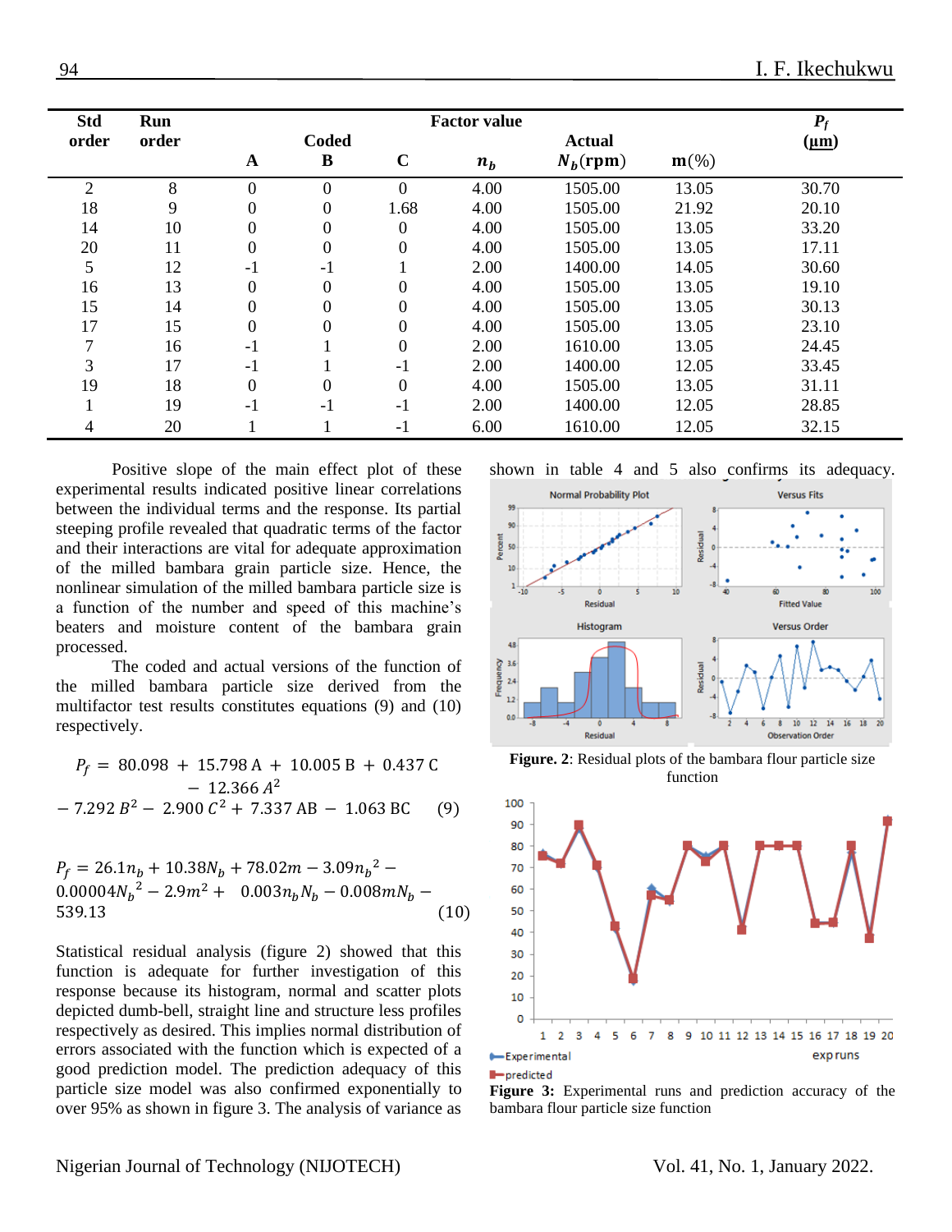| Std order | Run order | Factor value | | | | | | $P_f$ ($\mu m$) |
|---|---|---|---|---|---|---|---|---|
| | | Coded | | | Actual | | | |
| | | A | B | C | $n_b$ | $N_b$(rpm) | m(%) | |
| 2 | 8 | 0 | 0 | 0 | 4.00 | 1505.00 | 13.05 | 30.70 |
| 18 | 9 | 0 | 0 | 1.68 | 4.00 | 1505.00 | 21.92 | 20.10 |
| 14 | 10 | 0 | 0 | 0 | 4.00 | 1505.00 | 13.05 | 33.20 |
| 20 | 11 | 0 | 0 | 0 | 4.00 | 1505.00 | 13.05 | 17.11 |
| 5 | 12 | -1 | -1 | 1 | 2.00 | 1400.00 | 14.05 | 30.60 |
| 16 | 13 | 0 | 0 | 0 | 4.00 | 1505.00 | 13.05 | 19.10 |
| 15 | 14 | 0 | 0 | 0 | 4.00 | 1505.00 | 13.05 | 30.13 |
| 17 | 15 | 0 | 0 | 0 | 4.00 | 1505.00 | 13.05 | 23.10 |
| 7 | 16 | -1 | 1 | 0 | 2.00 | 1610.00 | 13.05 | 24.45 |
| 3 | 17 | -1 | 1 | -1 | 2.00 | 1400.00 | 12.05 | 33.45 |
| 19 | 18 | 0 | 0 | 0 | 4.00 | 1505.00 | 13.05 | 31.11 |
| 1 | 19 | -1 | -1 | -1 | 2.00 | 1400.00 | 12.05 | 28.85 |
| 4 | 20 | 1 | 1 | -1 | 6.00 | 1610.00 | 12.05 | 32.15 |

Positive slope of the main effect plot of these experimental results indicated positive linear correlations between the individual terms and the response. Its partial steeping profile revealed that quadratic terms of the factor and their interactions are vital for adequate approximation of the milled bambara grain particle size. Hence, the nonlinear simulation of the milled bambara particle size is a function of the number and speed of this machine's beaters and moisture content of the bambara grain processed.

The coded and actual versions of the function of the milled bambara particle size derived from the multifactor test results constitutes equations (9) and (10) respectively.

$$P_f = 80.098 + 15.798\,A + 10.005\,B + 0.437\,C - 12.366\,A^2 - 7.292\,B^2 - 2.900\,C^2 + 7.337\,AB - 1.063\,BC \quad (9)$$

$$P_f = 26.1n_b + 10.38N_b + 78.02m - 3.09{n_b}^2 - 0.00004{N_b}^2 - 2.9m^2 + 0.003n_bN_b - 0.008mN_b - 539.13 \quad (10)$$

Statistical residual analysis (figure 2) showed that this function is adequate for further investigation of this response because its histogram, normal and scatter plots depicted dumb-bell, straight line and structure less profiles respectively as desired. This implies normal distribution of errors associated with the function which is expected of a good prediction model. The prediction adequacy of this particle size model was also confirmed exponentially to over 95% as shown in figure 3. The analysis of variance as shown in table 4 and 5 also confirms its adequacy.

**Figure. 2**: Residual plots of the bambara flour particle size function

**Figure 3:** Experimental runs and prediction accuracy of the bambara flour particle size function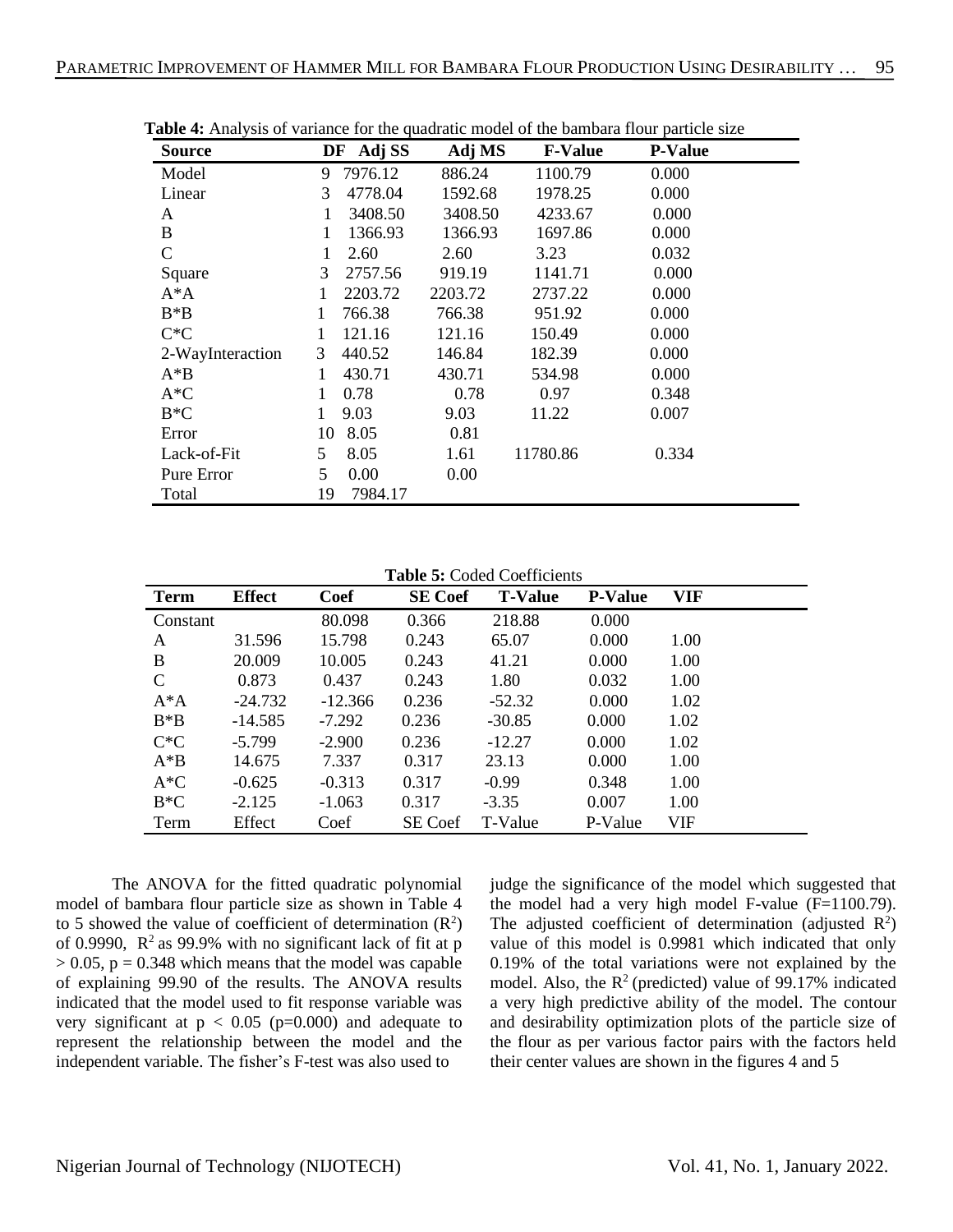**Table 4:** Analysis of variance for the quadratic model of the bambara flour particle size

| Source | DF | Adj SS | Adj MS | F-Value | P-Value |
|---|---|---|---|---|---|
| Model | 9 | 7976.12 | 886.24 | 1100.79 | 0.000 |
| Linear | 3 | 4778.04 | 1592.68 | 1978.25 | 0.000 |
| A | 1 | 3408.50 | 3408.50 | 4233.67 | 0.000 |
| B | 1 | 1366.93 | 1366.93 | 1697.86 | 0.000 |
| C | 1 | 2.60 | 2.60 | 3.23 | 0.032 |
| Square | 3 | 2757.56 | 919.19 | 1141.71 | 0.000 |
| A*A | 1 | 2203.72 | 2203.72 | 2737.22 | 0.000 |
| B*B | 1 | 766.38 | 766.38 | 951.92 | 0.000 |
| C*C | 1 | 121.16 | 121.16 | 150.49 | 0.000 |
| 2-WayInteraction | 3 | 440.52 | 146.84 | 182.39 | 0.000 |
| A*B | 1 | 430.71 | 430.71 | 534.98 | 0.000 |
| A*C | 1 | 0.78 | 0.78 | 0.97 | 0.348 |
| B*C | 1 | 9.03 | 9.03 | 11.22 | 0.007 |
| Error | 10 | 8.05 | 0.81 | | |
| Lack-of-Fit | 5 | 8.05 | 1.61 | 11780.86 | 0.334 |
| Pure Error | 5 | 0.00 | 0.00 | | |
| Total | 19 | 7984.17 | | | |

**Table 5:** Coded Coefficients

| Term | Effect | Coef | SE Coef | T-Value | P-Value | VIF |
|---|---|---|---|---|---|---|
| Constant | | 80.098 | 0.366 | 218.88 | 0.000 | |
| A | 31.596 | 15.798 | 0.243 | 65.07 | 0.000 | 1.00 |
| B | 20.009 | 10.005 | 0.243 | 41.21 | 0.000 | 1.00 |
| C | 0.873 | 0.437 | 0.243 | 1.80 | 0.032 | 1.00 |
| A*A | -24.732 | -12.366 | 0.236 | -52.32 | 0.000 | 1.02 |
| B*B | -14.585 | -7.292 | 0.236 | -30.85 | 0.000 | 1.02 |
| C*C | -5.799 | -2.900 | 0.236 | -12.27 | 0.000 | 1.02 |
| A*B | 14.675 | 7.337 | 0.317 | 23.13 | 0.000 | 1.00 |
| A*C | -0.625 | -0.313 | 0.317 | -0.99 | 0.348 | 1.00 |
| B*C | -2.125 | -1.063 | 0.317 | -3.35 | 0.007 | 1.00 |
| Term | Effect | Coef | SE Coef | T-Value | P-Value | VIF |

The ANOVA for the fitted quadratic polynomial model of bambara flour particle size as shown in Table 4 to 5 showed the value of coefficient of determination ($R^2$) of 0.9990, $R^2$ as 99.9% with no significant lack of fit at p $> 0.05$, p = 0.348 which means that the model was capable of explaining 99.90 of the results. The ANOVA results indicated that the model used to fit response variable was very significant at $p < 0.05$ (p=0.000) and adequate to represent the relationship between the model and the independent variable. The fisher's F-test was also used to judge the significance of the model which suggested that the model had a very high model F-value (F=1100.79). The adjusted coefficient of determination (adjusted $R^2$) value of this model is 0.9981 which indicated that only 0.19% of the total variations were not explained by the model. Also, the $R^2$ (predicted) value of 99.17% indicated a very high predictive ability of the model. The contour and desirability optimization plots of the particle size of the flour as per various factor pairs with the factors held their center values are shown in the figures 4 and 5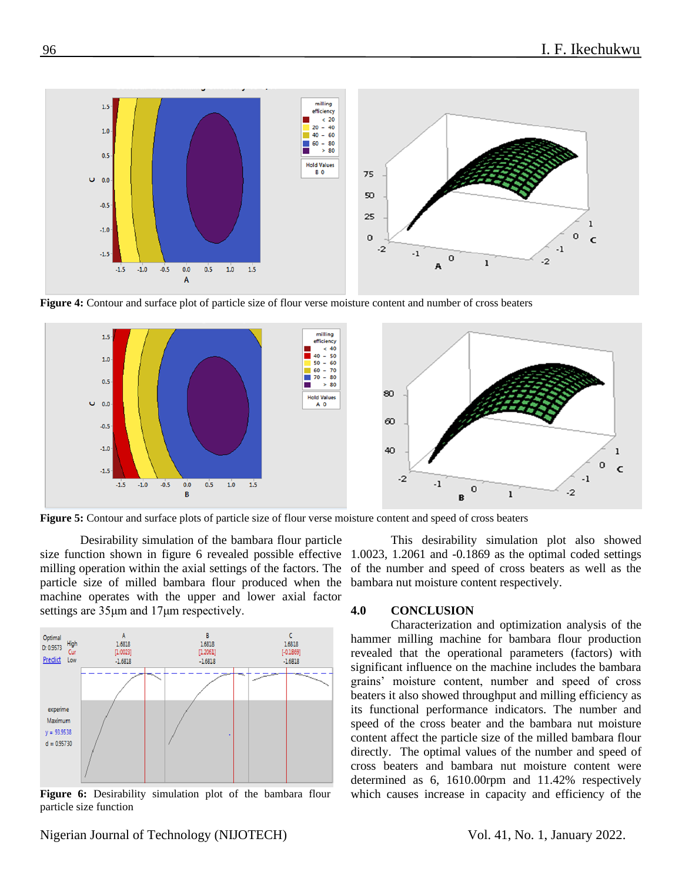Figure 4: Contour and surface plot of particle size of flour verse moisture content and number of cross beaters

Figure 5: Contour and surface plots of particle size of flour verse moisture content and speed of cross beaters

Desirability simulation of the bambara flour particle size function shown in figure 6 revealed possible effective milling operation within the axial settings of the factors. The particle size of milled bambara flour produced when the machine operates with the upper and lower axial factor settings are 35μm and 17μm respectively.

Figure 6: Desirability simulation plot of the bambara flour particle size function

This desirability simulation plot also showed 1.0023, 1.2061 and -0.1869 as the optimal coded settings of the number and speed of cross beaters as well as the bambara nut moisture content respectively.

## 4.0 CONCLUSION

Characterization and optimization analysis of the hammer milling machine for bambara flour production revealed that the operational parameters (factors) with significant influence on the machine includes the bambara grains' moisture content, number and speed of cross beaters it also showed throughput and milling efficiency as its functional performance indicators. The number and speed of the cross beater and the bambara nut moisture content affect the particle size of the milled bambara flour directly. The optimal values of the number and speed of cross beaters and bambara nut moisture content were determined as 6, 1610.00rpm and 11.42% respectively which causes increase in capacity and efficiency of the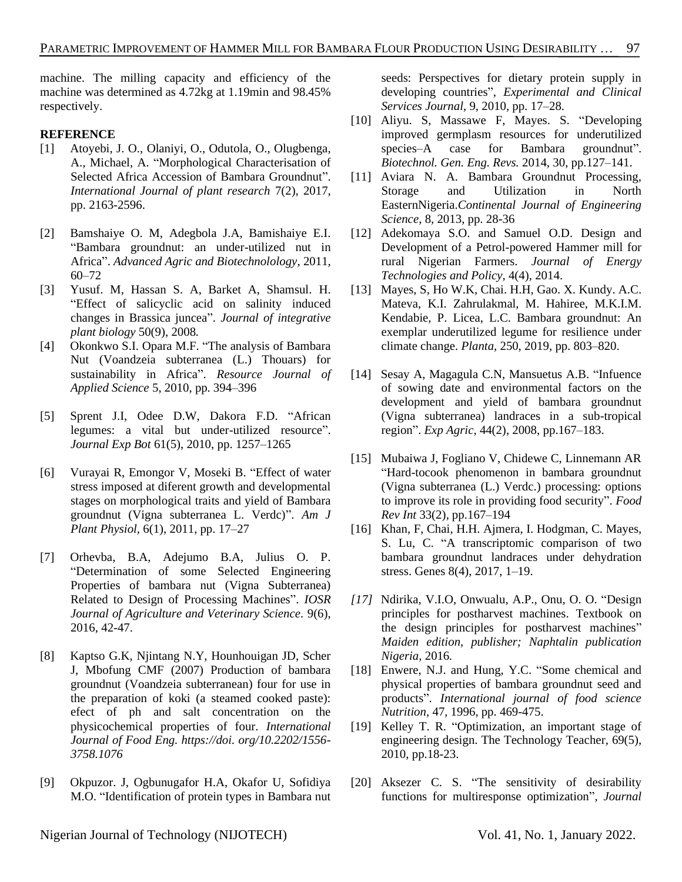machine. The milling capacity and efficiency of the machine was determined as 4.72kg at 1.19min and 98.45% respectively.

**REFERENCE**

[1] Atoyebi, J. O., Olaniyi, O., Odutola, O., Olugbenga, A., Michael, A. "Morphological Characterisation of Selected Africa Accession of Bambara Groundnut". *International Journal of plant research* 7(2), 2017, pp. 2163-2596.

[2] Bamshaiye O. M, Adegbola J.A, Bamishaiye E.I. "Bambara groundnut: an under-utilized nut in Africa". *Advanced Agric and Biotechnolology*, 2011, 60–72

[3] Yusuf. M, Hassan S. A, Barket A, Shamsul. H. "Effect of salicyclic acid on salinity induced changes in Brassica juncea". *Journal of integrative plant biology* 50(9), 2008.

[4] Okonkwo S.I. Opara M.F. "The analysis of Bambara Nut (Voandzeia subterranea (L.) Thouars) for sustainability in Africa". *Resource Journal of Applied Science* 5, 2010, pp. 394–396

[5] Sprent J.I, Odee D.W, Dakora F.D. "African legumes: a vital but under-utilized resource". *Journal Exp Bot* 61(5), 2010, pp. 1257–1265

[6] Vurayai R, Emongor V, Moseki B. "Effect of water stress imposed at diferent growth and developmental stages on morphological traits and yield of Bambara groundnut (Vigna subterranea L. Verdc)". *Am J Plant Physiol*, 6(1), 2011, pp. 17–27

[7] Orhevba, B.A, Adejumo B.A, Julius O. P. "Determination of some Selected Engineering Properties of bambara nut (Vigna Subterranea) Related to Design of Processing Machines". *IOSR Journal of Agriculture and Veterinary Science*. 9(6), 2016, 42-47.

[8] Kaptso G.K, Njintang N.Y, Hounhouigan JD, Scher J, Mbofung CMF (2007) Production of bambara groundnut (Voandzeia subterranean) four for use in the preparation of koki (a steamed cooked paste): efect of ph and salt concentration on the physicochemical properties of four. *International Journal of Food Eng. https://doi. org/10.2202/1556-3758.1076*

[9] Okpuzor. J, Ogbunugafor H.A, Okafor U, Sofidiya M.O. "Identification of protein types in Bambara nut seeds: Perspectives for dietary protein supply in developing countries", *Experimental and Clinical Services Journal*, 9, 2010, pp. 17–28.

[10] Aliyu. S, Massawe F, Mayes. S. "Developing improved germplasm resources for underutilized species–A case for Bambara groundnut". *Biotechnol. Gen. Eng. Revs.* 2014, 30, pp.127–141.

[11] Aviara N. A. Bambara Groundnut Processing, Storage and Utilization in North EasternNigeria.*Continental Journal of Engineering Science*, 8, 2013, pp. 28-36

[12] Adekomaya S.O. and Samuel O.D. Design and Development of a Petrol-powered Hammer mill for rural Nigerian Farmers. *Journal of Energy Technologies and Policy*, 4(4), 2014.

[13] Mayes, S, Ho W.K, Chai. H.H, Gao. X. Kundy. A.C. Mateva, K.I. Zahrulakmal, M. Hahiree, M.K.I.M. Kendabie, P. Licea, L.C. Bambara groundnut: An exemplar underutilized legume for resilience under climate change. *Planta*, 250, 2019, pp. 803–820.

[14] Sesay A, Magagula C.N, Mansuetus A.B. "Infuence of sowing date and environmental factors on the development and yield of bambara groundnut (Vigna subterranea) landraces in a sub-tropical region". *Exp Agric*, 44(2), 2008, pp.167–183.

[15] Mubaiwa J, Fogliano V, Chidewe C, Linnemann AR "Hard-tocook phenomenon in bambara groundnut (Vigna subterranea (L.) Verdc.) processing: options to improve its role in providing food security". *Food Rev Int* 33(2), pp.167–194

[16] Khan, F, Chai, H.H. Ajmera, I. Hodgman, C. Mayes, S. Lu, C. "A transcriptomic comparison of two bambara groundnut landraces under dehydration stress. Genes 8(4), 2017, 1–19.

*[17]* Ndirika, V.I.O, Onwualu, A.P., Onu, O. O. "Design principles for postharvest machines. Textbook on the design principles for postharvest machines" *Maiden edition, publisher; Naphtalin publication Nigeria*, 2016.

[18] Enwere, N.J. and Hung, Y.C. "Some chemical and physical properties of bambara groundnut seed and products". *International journal of food science Nutrition*, 47, 1996, pp. 469-475.

[19] Kelley T. R. "Optimization, an important stage of engineering design. The Technology Teacher, 69(5), 2010, pp.18-23.

[20] Aksezer C. S. "The sensitivity of desirability functions for multiresponse optimization", *Journal*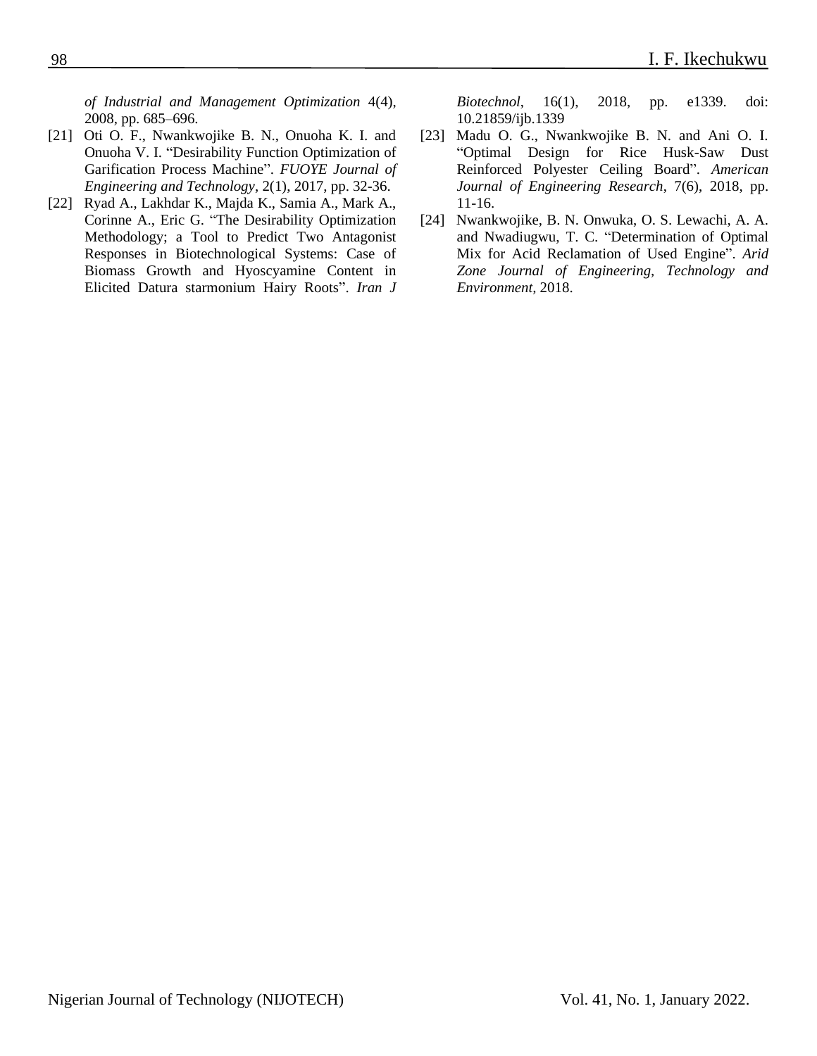*of Industrial and Management Optimization* 4(4), 2008, pp. 685–696.

[21] Oti O. F., Nwankwojike B. N., Onuoha K. I. and Onuoha V. I. "Desirability Function Optimization of Garification Process Machine". *FUOYE Journal of Engineering and Technology*, 2(1), 2017, pp. 32-36.

[22] Ryad A., Lakhdar K., Majda K., Samia A., Mark A., Corinne A., Eric G. "The Desirability Optimization Methodology; a Tool to Predict Two Antagonist Responses in Biotechnological Systems: Case of Biomass Growth and Hyoscyamine Content in Elicited Datura starmonium Hairy Roots". *Iran J Biotechnol*, 16(1), 2018, pp. e1339. doi: 10.21859/ijb.1339

[23] Madu O. G., Nwankwojike B. N. and Ani O. I. "Optimal Design for Rice Husk-Saw Dust Reinforced Polyester Ceiling Board". *American Journal of Engineering Research*, 7(6), 2018, pp. 11-16.

[24] Nwankwojike, B. N. Onwuka, O. S. Lewachi, A. A. and Nwadiugwu, T. C. "Determination of Optimal Mix for Acid Reclamation of Used Engine". *Arid Zone Journal of Engineering, Technology and Environment,* 2018.